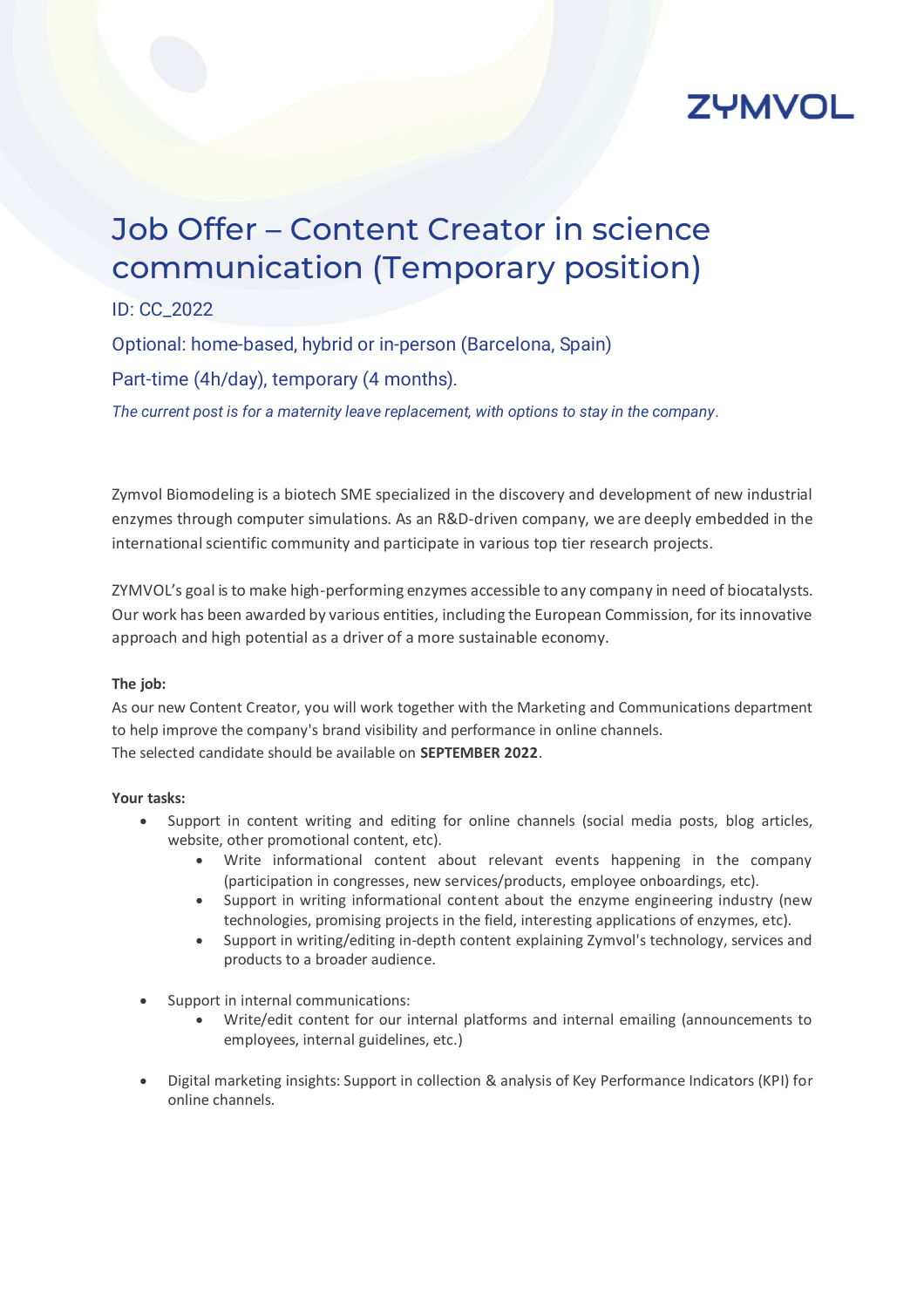ZYMVOL

# Job Offer – Content Creator in science communication (Temporary position)

ID: CC_2022

Optional: home-based, hybrid or in-person (Barcelona, Spain)

Part-time (4h/day), temporary (4 months).

*The current post is for a maternity leave replacement, with options to stay in the company.*

Zymvol Biomodeling is a biotech SME specialized in the discovery and development of new industrial enzymes through computer simulations. As an R&D-driven company, we are deeply embedded in the international scientific community and participate in various top tier research projects.

ZYMVOL's goal is to make high-performing enzymes accessible to any company in need of biocatalysts. Our work has been awarded by various entities, including the European Commission, for its innovative approach and high potential as a driver of a more sustainable economy.

**The job:**

As our new Content Creator, you will work together with the Marketing and Communications department to help improve the company's brand visibility and performance in online channels.
The selected candidate should be available on **SEPTEMBER 2022**.

**Your tasks:**

- Support in content writing and editing for online channels (social media posts, blog articles, website, other promotional content, etc).
    - Write informational content about relevant events happening in the company (participation in congresses, new services/products, employee onboardings, etc).
    - Support in writing informational content about the enzyme engineering industry (new technologies, promising projects in the field, interesting applications of enzymes, etc).
    - Support in writing/editing in-depth content explaining Zymvol's technology, services and products to a broader audience.

- Support in internal communications:
    - Write/edit content for our internal platforms and internal emailing (announcements to employees, internal guidelines, etc.)

- Digital marketing insights: Support in collection & analysis of Key Performance Indicators (KPI) for online channels.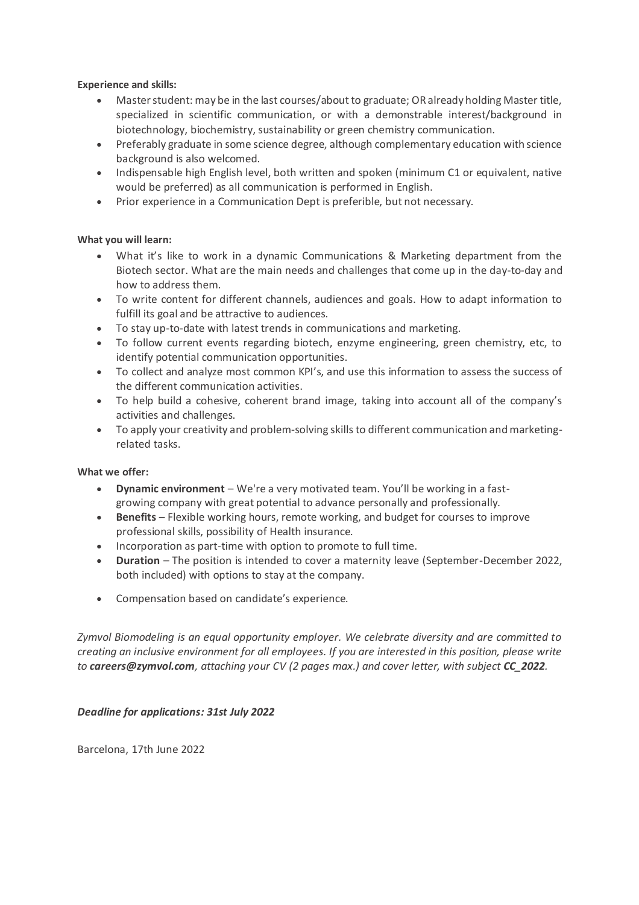**Experience and skills:**

- Master student: may be in the last courses/about to graduate; OR already holding Master title, specialized in scientific communication, or with a demonstrable interest/background in biotechnology, biochemistry, sustainability or green chemistry communication.
- Preferably graduate in some science degree, although complementary education with science background is also welcomed.
- Indispensable high English level, both written and spoken (minimum C1 or equivalent, native would be preferred) as all communication is performed in English.
- Prior experience in a Communication Dept is preferible, but not necessary.

**What you will learn:**

- What it's like to work in a dynamic Communications & Marketing department from the Biotech sector. What are the main needs and challenges that come up in the day-to-day and how to address them.
- To write content for different channels, audiences and goals. How to adapt information to fulfill its goal and be attractive to audiences.
- To stay up-to-date with latest trends in communications and marketing.
- To follow current events regarding biotech, enzyme engineering, green chemistry, etc, to identify potential communication opportunities.
- To collect and analyze most common KPI's, and use this information to assess the success of the different communication activities.
- To help build a cohesive, coherent brand image, taking into account all of the company's activities and challenges.
- To apply your creativity and problem-solving skills to different communication and marketing-related tasks.

**What we offer:**

- **Dynamic environment** – We're a very motivated team. You'll be working in a fast-growing company with great potential to advance personally and professionally.
- **Benefits** – Flexible working hours, remote working, and budget for courses to improve professional skills, possibility of Health insurance.
- Incorporation as part-time with option to promote to full time.
- **Duration** – The position is intended to cover a maternity leave (September-December 2022, both included) with options to stay at the company.
- Compensation based on candidate's experience.

*Zymvol Biomodeling is an equal opportunity employer. We celebrate diversity and are committed to creating an inclusive environment for all employees. If you are interested in this position, please write to **careers@zymvol.com**, attaching your CV (2 pages max.) and cover letter, with subject **CC_2022**.*

***Deadline for applications: 31st July 2022***

Barcelona, 17th June 2022